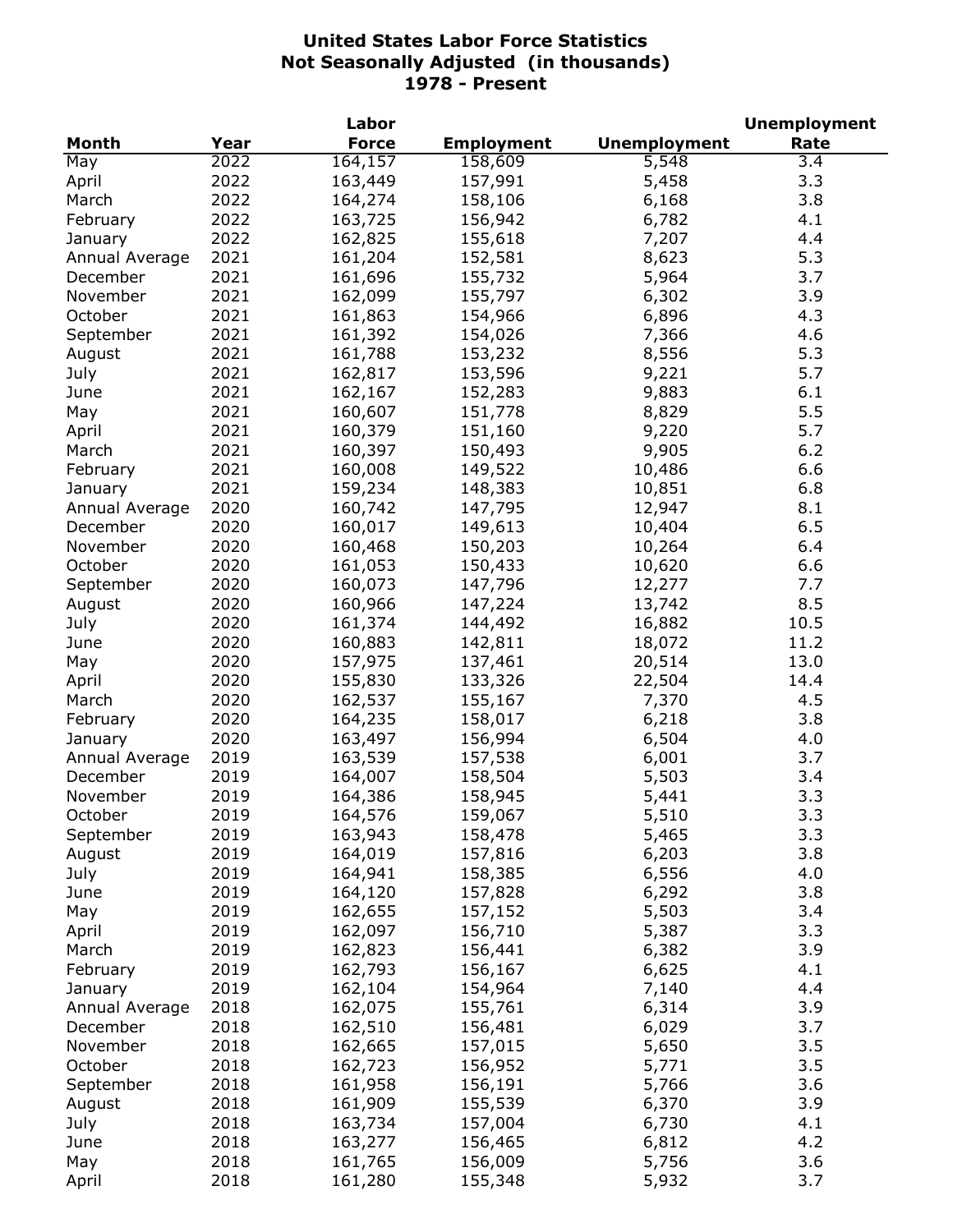# United States Labor Force Statistics
## Not Seasonally Adjusted (in thousands)
## 1978 - Present

| Month | Year | Labor Force | Employment | Unemployment | Unemployment Rate |
|---|---|---|---|---|---|
| May | 2022 | 164,157 | 158,609 | 5,548 | 3.4 |
| April | 2022 | 163,449 | 157,991 | 5,458 | 3.3 |
| March | 2022 | 164,274 | 158,106 | 6,168 | 3.8 |
| February | 2022 | 163,725 | 156,942 | 6,782 | 4.1 |
| January | 2022 | 162,825 | 155,618 | 7,207 | 4.4 |
| Annual Average | 2021 | 161,204 | 152,581 | 8,623 | 5.3 |
| December | 2021 | 161,696 | 155,732 | 5,964 | 3.7 |
| November | 2021 | 162,099 | 155,797 | 6,302 | 3.9 |
| October | 2021 | 161,863 | 154,966 | 6,896 | 4.3 |
| September | 2021 | 161,392 | 154,026 | 7,366 | 4.6 |
| August | 2021 | 161,788 | 153,232 | 8,556 | 5.3 |
| July | 2021 | 162,817 | 153,596 | 9,221 | 5.7 |
| June | 2021 | 162,167 | 152,283 | 9,883 | 6.1 |
| May | 2021 | 160,607 | 151,778 | 8,829 | 5.5 |
| April | 2021 | 160,379 | 151,160 | 9,220 | 5.7 |
| March | 2021 | 160,397 | 150,493 | 9,905 | 6.2 |
| February | 2021 | 160,008 | 149,522 | 10,486 | 6.6 |
| January | 2021 | 159,234 | 148,383 | 10,851 | 6.8 |
| Annual Average | 2020 | 160,742 | 147,795 | 12,947 | 8.1 |
| December | 2020 | 160,017 | 149,613 | 10,404 | 6.5 |
| November | 2020 | 160,468 | 150,203 | 10,264 | 6.4 |
| October | 2020 | 161,053 | 150,433 | 10,620 | 6.6 |
| September | 2020 | 160,073 | 147,796 | 12,277 | 7.7 |
| August | 2020 | 160,966 | 147,224 | 13,742 | 8.5 |
| July | 2020 | 161,374 | 144,492 | 16,882 | 10.5 |
| June | 2020 | 160,883 | 142,811 | 18,072 | 11.2 |
| May | 2020 | 157,975 | 137,461 | 20,514 | 13.0 |
| April | 2020 | 155,830 | 133,326 | 22,504 | 14.4 |
| March | 2020 | 162,537 | 155,167 | 7,370 | 4.5 |
| February | 2020 | 164,235 | 158,017 | 6,218 | 3.8 |
| January | 2020 | 163,497 | 156,994 | 6,504 | 4.0 |
| Annual Average | 2019 | 163,539 | 157,538 | 6,001 | 3.7 |
| December | 2019 | 164,007 | 158,504 | 5,503 | 3.4 |
| November | 2019 | 164,386 | 158,945 | 5,441 | 3.3 |
| October | 2019 | 164,576 | 159,067 | 5,510 | 3.3 |
| September | 2019 | 163,943 | 158,478 | 5,465 | 3.3 |
| August | 2019 | 164,019 | 157,816 | 6,203 | 3.8 |
| July | 2019 | 164,941 | 158,385 | 6,556 | 4.0 |
| June | 2019 | 164,120 | 157,828 | 6,292 | 3.8 |
| May | 2019 | 162,655 | 157,152 | 5,503 | 3.4 |
| April | 2019 | 162,097 | 156,710 | 5,387 | 3.3 |
| March | 2019 | 162,823 | 156,441 | 6,382 | 3.9 |
| February | 2019 | 162,793 | 156,167 | 6,625 | 4.1 |
| January | 2019 | 162,104 | 154,964 | 7,140 | 4.4 |
| Annual Average | 2018 | 162,075 | 155,761 | 6,314 | 3.9 |
| December | 2018 | 162,510 | 156,481 | 6,029 | 3.7 |
| November | 2018 | 162,665 | 157,015 | 5,650 | 3.5 |
| October | 2018 | 162,723 | 156,952 | 5,771 | 3.5 |
| September | 2018 | 161,958 | 156,191 | 5,766 | 3.6 |
| August | 2018 | 161,909 | 155,539 | 6,370 | 3.9 |
| July | 2018 | 163,734 | 157,004 | 6,730 | 4.1 |
| June | 2018 | 163,277 | 156,465 | 6,812 | 4.2 |
| May | 2018 | 161,765 | 156,009 | 5,756 | 3.6 |
| April | 2018 | 161,280 | 155,348 | 5,932 | 3.7 |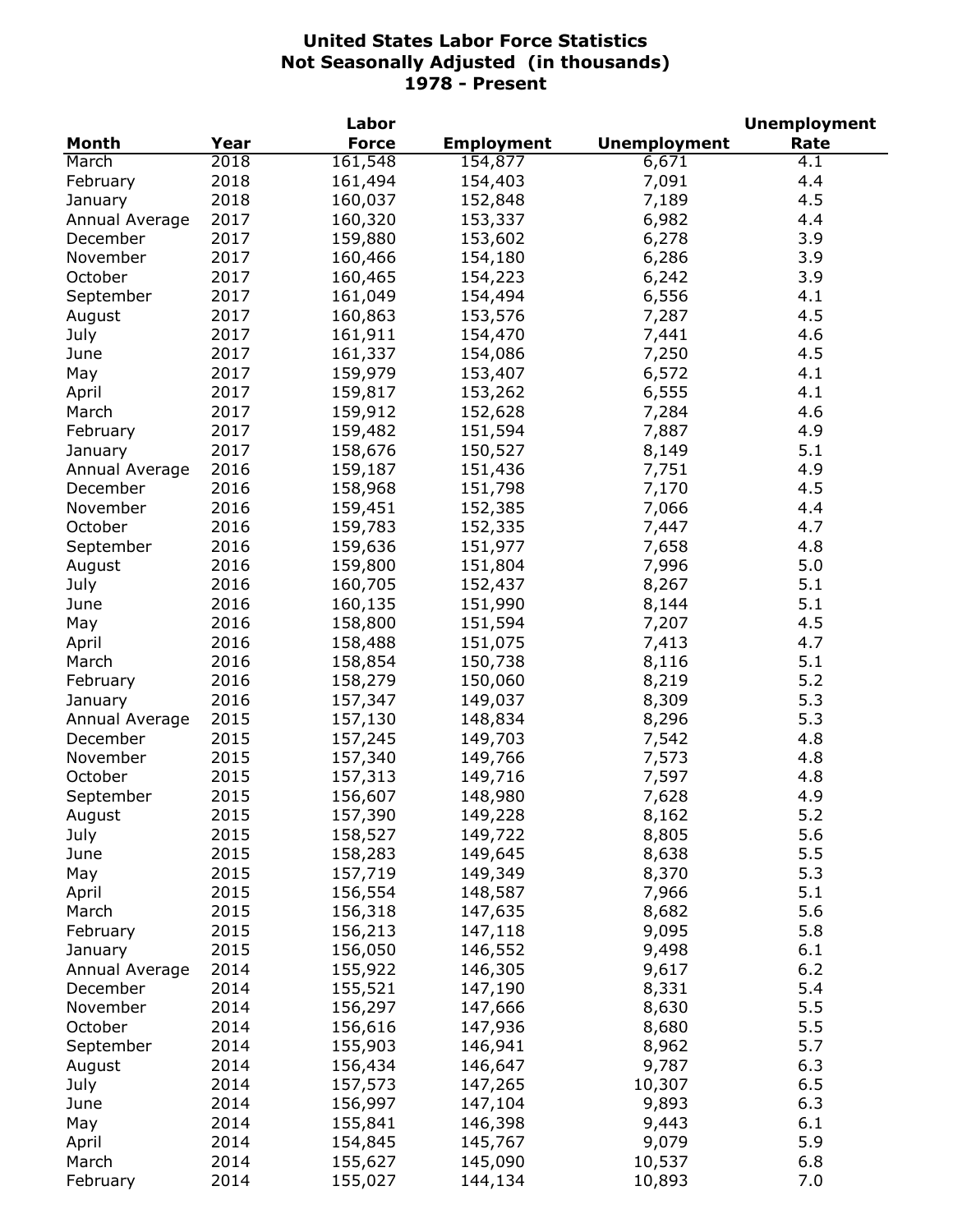# United States Labor Force Statistics
## Not Seasonally Adjusted (in thousands)
## 1978 - Present

| Month | Year | Labor Force | Employment | Unemployment | Unemployment Rate |
|---|---|---|---|---|---|
| March | 2018 | 161,548 | 154,877 | 6,671 | 4.1 |
| February | 2018 | 161,494 | 154,403 | 7,091 | 4.4 |
| January | 2018 | 160,037 | 152,848 | 7,189 | 4.5 |
| Annual Average | 2017 | 160,320 | 153,337 | 6,982 | 4.4 |
| December | 2017 | 159,880 | 153,602 | 6,278 | 3.9 |
| November | 2017 | 160,466 | 154,180 | 6,286 | 3.9 |
| October | 2017 | 160,465 | 154,223 | 6,242 | 3.9 |
| September | 2017 | 161,049 | 154,494 | 6,556 | 4.1 |
| August | 2017 | 160,863 | 153,576 | 7,287 | 4.5 |
| July | 2017 | 161,911 | 154,470 | 7,441 | 4.6 |
| June | 2017 | 161,337 | 154,086 | 7,250 | 4.5 |
| May | 2017 | 159,979 | 153,407 | 6,572 | 4.1 |
| April | 2017 | 159,817 | 153,262 | 6,555 | 4.1 |
| March | 2017 | 159,912 | 152,628 | 7,284 | 4.6 |
| February | 2017 | 159,482 | 151,594 | 7,887 | 4.9 |
| January | 2017 | 158,676 | 150,527 | 8,149 | 5.1 |
| Annual Average | 2016 | 159,187 | 151,436 | 7,751 | 4.9 |
| December | 2016 | 158,968 | 151,798 | 7,170 | 4.5 |
| November | 2016 | 159,451 | 152,385 | 7,066 | 4.4 |
| October | 2016 | 159,783 | 152,335 | 7,447 | 4.7 |
| September | 2016 | 159,636 | 151,977 | 7,658 | 4.8 |
| August | 2016 | 159,800 | 151,804 | 7,996 | 5.0 |
| July | 2016 | 160,705 | 152,437 | 8,267 | 5.1 |
| June | 2016 | 160,135 | 151,990 | 8,144 | 5.1 |
| May | 2016 | 158,800 | 151,594 | 7,207 | 4.5 |
| April | 2016 | 158,488 | 151,075 | 7,413 | 4.7 |
| March | 2016 | 158,854 | 150,738 | 8,116 | 5.1 |
| February | 2016 | 158,279 | 150,060 | 8,219 | 5.2 |
| January | 2016 | 157,347 | 149,037 | 8,309 | 5.3 |
| Annual Average | 2015 | 157,130 | 148,834 | 8,296 | 5.3 |
| December | 2015 | 157,245 | 149,703 | 7,542 | 4.8 |
| November | 2015 | 157,340 | 149,766 | 7,573 | 4.8 |
| October | 2015 | 157,313 | 149,716 | 7,597 | 4.8 |
| September | 2015 | 156,607 | 148,980 | 7,628 | 4.9 |
| August | 2015 | 157,390 | 149,228 | 8,162 | 5.2 |
| July | 2015 | 158,527 | 149,722 | 8,805 | 5.6 |
| June | 2015 | 158,283 | 149,645 | 8,638 | 5.5 |
| May | 2015 | 157,719 | 149,349 | 8,370 | 5.3 |
| April | 2015 | 156,554 | 148,587 | 7,966 | 5.1 |
| March | 2015 | 156,318 | 147,635 | 8,682 | 5.6 |
| February | 2015 | 156,213 | 147,118 | 9,095 | 5.8 |
| January | 2015 | 156,050 | 146,552 | 9,498 | 6.1 |
| Annual Average | 2014 | 155,922 | 146,305 | 9,617 | 6.2 |
| December | 2014 | 155,521 | 147,190 | 8,331 | 5.4 |
| November | 2014 | 156,297 | 147,666 | 8,630 | 5.5 |
| October | 2014 | 156,616 | 147,936 | 8,680 | 5.5 |
| September | 2014 | 155,903 | 146,941 | 8,962 | 5.7 |
| August | 2014 | 156,434 | 146,647 | 9,787 | 6.3 |
| July | 2014 | 157,573 | 147,265 | 10,307 | 6.5 |
| June | 2014 | 156,997 | 147,104 | 9,893 | 6.3 |
| May | 2014 | 155,841 | 146,398 | 9,443 | 6.1 |
| April | 2014 | 154,845 | 145,767 | 9,079 | 5.9 |
| March | 2014 | 155,627 | 145,090 | 10,537 | 6.8 |
| February | 2014 | 155,027 | 144,134 | 10,893 | 7.0 |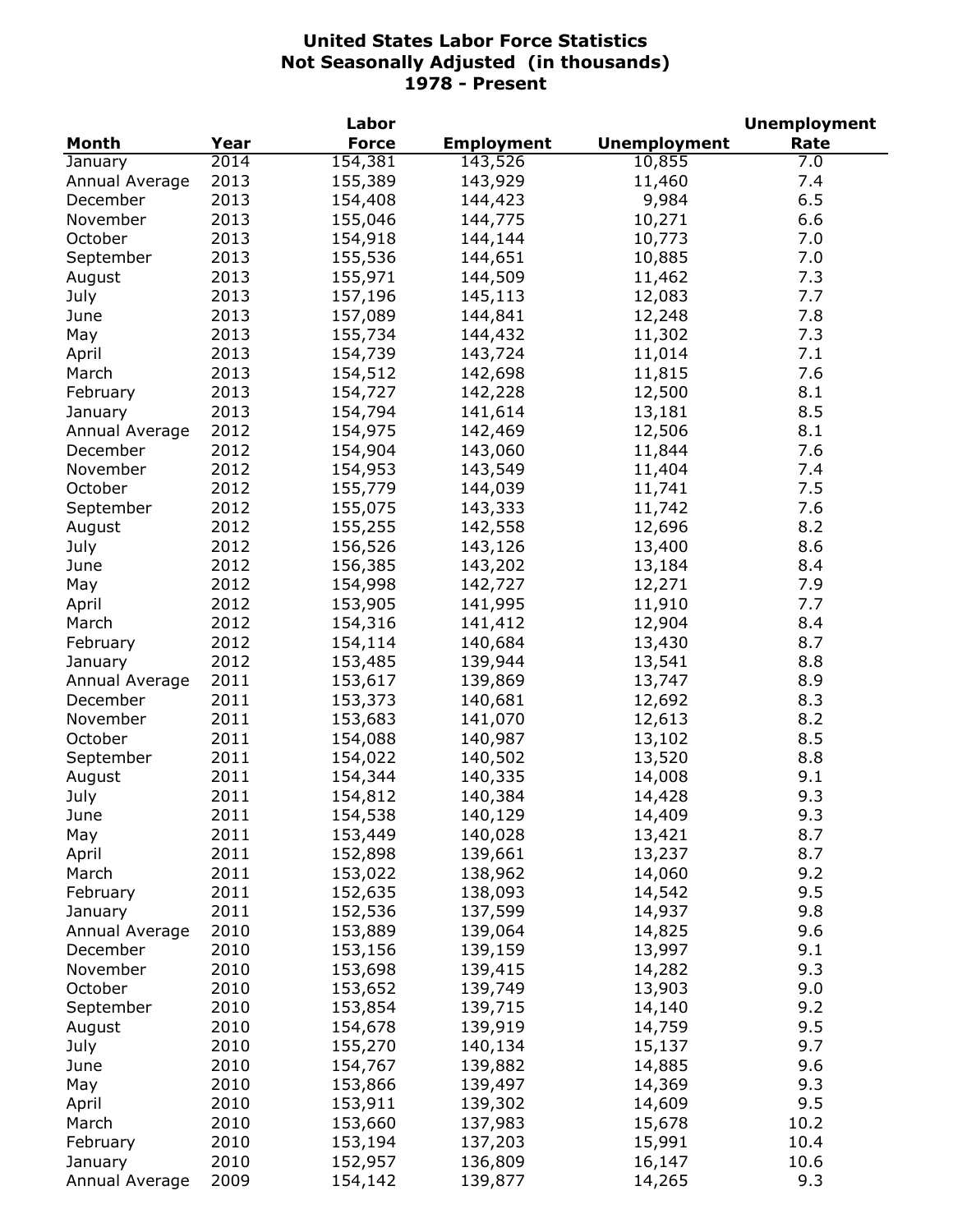# United States Labor Force Statistics
## Not Seasonally Adjusted (in thousands)
## 1978 - Present

| Month | Year | Labor Force | Employment | Unemployment | Unemployment Rate |
|---|---|---|---|---|---|
| January | 2014 | 154,381 | 143,526 | 10,855 | 7.0 |
| Annual Average | 2013 | 155,389 | 143,929 | 11,460 | 7.4 |
| December | 2013 | 154,408 | 144,423 | 9,984 | 6.5 |
| November | 2013 | 155,046 | 144,775 | 10,271 | 6.6 |
| October | 2013 | 154,918 | 144,144 | 10,773 | 7.0 |
| September | 2013 | 155,536 | 144,651 | 10,885 | 7.0 |
| August | 2013 | 155,971 | 144,509 | 11,462 | 7.3 |
| July | 2013 | 157,196 | 145,113 | 12,083 | 7.7 |
| June | 2013 | 157,089 | 144,841 | 12,248 | 7.8 |
| May | 2013 | 155,734 | 144,432 | 11,302 | 7.3 |
| April | 2013 | 154,739 | 143,724 | 11,014 | 7.1 |
| March | 2013 | 154,512 | 142,698 | 11,815 | 7.6 |
| February | 2013 | 154,727 | 142,228 | 12,500 | 8.1 |
| January | 2013 | 154,794 | 141,614 | 13,181 | 8.5 |
| Annual Average | 2012 | 154,975 | 142,469 | 12,506 | 8.1 |
| December | 2012 | 154,904 | 143,060 | 11,844 | 7.6 |
| November | 2012 | 154,953 | 143,549 | 11,404 | 7.4 |
| October | 2012 | 155,779 | 144,039 | 11,741 | 7.5 |
| September | 2012 | 155,075 | 143,333 | 11,742 | 7.6 |
| August | 2012 | 155,255 | 142,558 | 12,696 | 8.2 |
| July | 2012 | 156,526 | 143,126 | 13,400 | 8.6 |
| June | 2012 | 156,385 | 143,202 | 13,184 | 8.4 |
| May | 2012 | 154,998 | 142,727 | 12,271 | 7.9 |
| April | 2012 | 153,905 | 141,995 | 11,910 | 7.7 |
| March | 2012 | 154,316 | 141,412 | 12,904 | 8.4 |
| February | 2012 | 154,114 | 140,684 | 13,430 | 8.7 |
| January | 2012 | 153,485 | 139,944 | 13,541 | 8.8 |
| Annual Average | 2011 | 153,617 | 139,869 | 13,747 | 8.9 |
| December | 2011 | 153,373 | 140,681 | 12,692 | 8.3 |
| November | 2011 | 153,683 | 141,070 | 12,613 | 8.2 |
| October | 2011 | 154,088 | 140,987 | 13,102 | 8.5 |
| September | 2011 | 154,022 | 140,502 | 13,520 | 8.8 |
| August | 2011 | 154,344 | 140,335 | 14,008 | 9.1 |
| July | 2011 | 154,812 | 140,384 | 14,428 | 9.3 |
| June | 2011 | 154,538 | 140,129 | 14,409 | 9.3 |
| May | 2011 | 153,449 | 140,028 | 13,421 | 8.7 |
| April | 2011 | 152,898 | 139,661 | 13,237 | 8.7 |
| March | 2011 | 153,022 | 138,962 | 14,060 | 9.2 |
| February | 2011 | 152,635 | 138,093 | 14,542 | 9.5 |
| January | 2011 | 152,536 | 137,599 | 14,937 | 9.8 |
| Annual Average | 2010 | 153,889 | 139,064 | 14,825 | 9.6 |
| December | 2010 | 153,156 | 139,159 | 13,997 | 9.1 |
| November | 2010 | 153,698 | 139,415 | 14,282 | 9.3 |
| October | 2010 | 153,652 | 139,749 | 13,903 | 9.0 |
| September | 2010 | 153,854 | 139,715 | 14,140 | 9.2 |
| August | 2010 | 154,678 | 139,919 | 14,759 | 9.5 |
| July | 2010 | 155,270 | 140,134 | 15,137 | 9.7 |
| June | 2010 | 154,767 | 139,882 | 14,885 | 9.6 |
| May | 2010 | 153,866 | 139,497 | 14,369 | 9.3 |
| April | 2010 | 153,911 | 139,302 | 14,609 | 9.5 |
| March | 2010 | 153,660 | 137,983 | 15,678 | 10.2 |
| February | 2010 | 153,194 | 137,203 | 15,991 | 10.4 |
| January | 2010 | 152,957 | 136,809 | 16,147 | 10.6 |
| Annual Average | 2009 | 154,142 | 139,877 | 14,265 | 9.3 |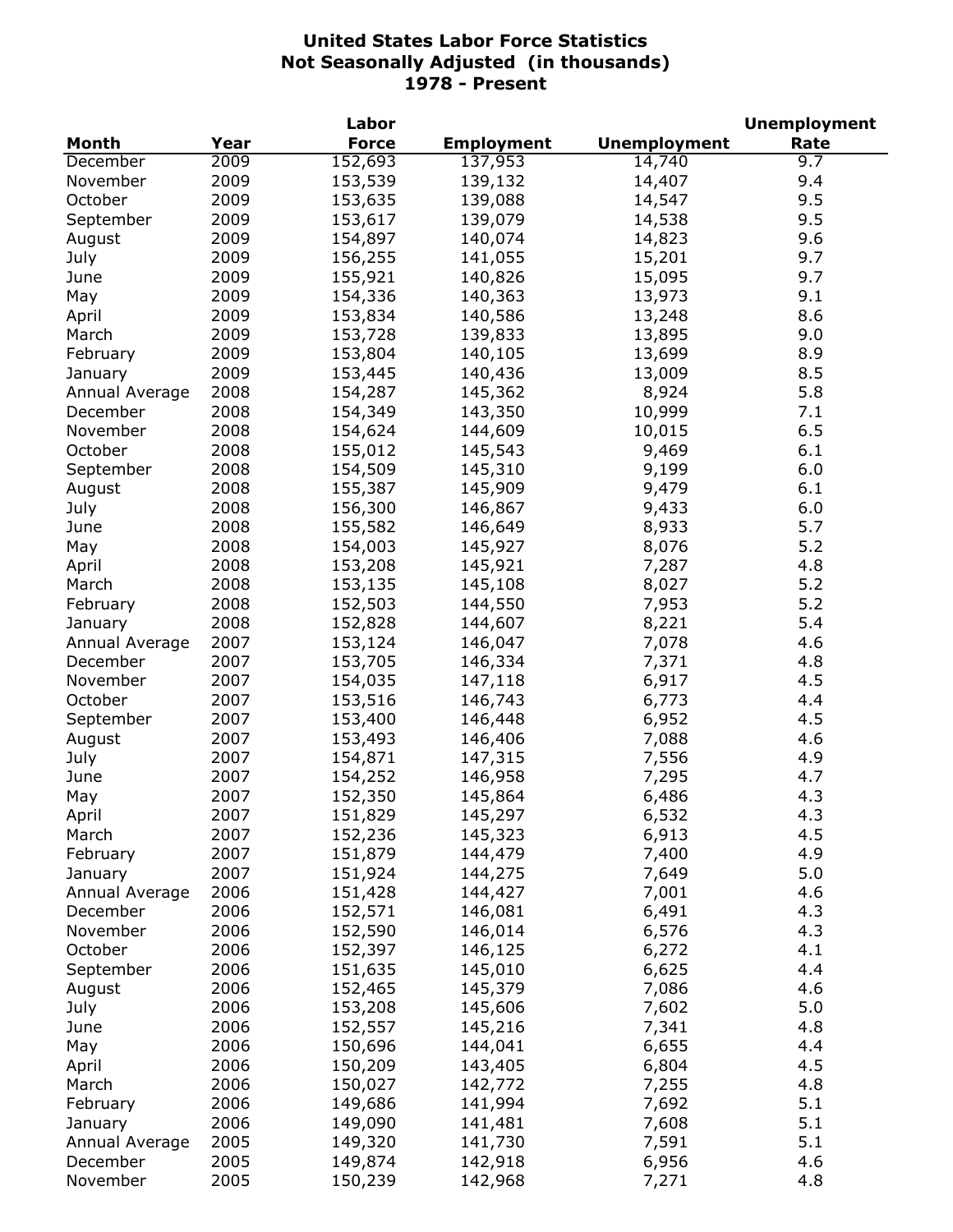# United States Labor Force Statistics
## Not Seasonally Adjusted (in thousands)
## 1978 - Present

| Month | Year | Labor Force | Employment | Unemployment | Unemployment Rate |
|---|---|---|---|---|---|
| December | 2009 | 152,693 | 137,953 | 14,740 | 9.7 |
| November | 2009 | 153,539 | 139,132 | 14,407 | 9.4 |
| October | 2009 | 153,635 | 139,088 | 14,547 | 9.5 |
| September | 2009 | 153,617 | 139,079 | 14,538 | 9.5 |
| August | 2009 | 154,897 | 140,074 | 14,823 | 9.6 |
| July | 2009 | 156,255 | 141,055 | 15,201 | 9.7 |
| June | 2009 | 155,921 | 140,826 | 15,095 | 9.7 |
| May | 2009 | 154,336 | 140,363 | 13,973 | 9.1 |
| April | 2009 | 153,834 | 140,586 | 13,248 | 8.6 |
| March | 2009 | 153,728 | 139,833 | 13,895 | 9.0 |
| February | 2009 | 153,804 | 140,105 | 13,699 | 8.9 |
| January | 2009 | 153,445 | 140,436 | 13,009 | 8.5 |
| Annual Average | 2008 | 154,287 | 145,362 | 8,924 | 5.8 |
| December | 2008 | 154,349 | 143,350 | 10,999 | 7.1 |
| November | 2008 | 154,624 | 144,609 | 10,015 | 6.5 |
| October | 2008 | 155,012 | 145,543 | 9,469 | 6.1 |
| September | 2008 | 154,509 | 145,310 | 9,199 | 6.0 |
| August | 2008 | 155,387 | 145,909 | 9,479 | 6.1 |
| July | 2008 | 156,300 | 146,867 | 9,433 | 6.0 |
| June | 2008 | 155,582 | 146,649 | 8,933 | 5.7 |
| May | 2008 | 154,003 | 145,927 | 8,076 | 5.2 |
| April | 2008 | 153,208 | 145,921 | 7,287 | 4.8 |
| March | 2008 | 153,135 | 145,108 | 8,027 | 5.2 |
| February | 2008 | 152,503 | 144,550 | 7,953 | 5.2 |
| January | 2008 | 152,828 | 144,607 | 8,221 | 5.4 |
| Annual Average | 2007 | 153,124 | 146,047 | 7,078 | 4.6 |
| December | 2007 | 153,705 | 146,334 | 7,371 | 4.8 |
| November | 2007 | 154,035 | 147,118 | 6,917 | 4.5 |
| October | 2007 | 153,516 | 146,743 | 6,773 | 4.4 |
| September | 2007 | 153,400 | 146,448 | 6,952 | 4.5 |
| August | 2007 | 153,493 | 146,406 | 7,088 | 4.6 |
| July | 2007 | 154,871 | 147,315 | 7,556 | 4.9 |
| June | 2007 | 154,252 | 146,958 | 7,295 | 4.7 |
| May | 2007 | 152,350 | 145,864 | 6,486 | 4.3 |
| April | 2007 | 151,829 | 145,297 | 6,532 | 4.3 |
| March | 2007 | 152,236 | 145,323 | 6,913 | 4.5 |
| February | 2007 | 151,879 | 144,479 | 7,400 | 4.9 |
| January | 2007 | 151,924 | 144,275 | 7,649 | 5.0 |
| Annual Average | 2006 | 151,428 | 144,427 | 7,001 | 4.6 |
| December | 2006 | 152,571 | 146,081 | 6,491 | 4.3 |
| November | 2006 | 152,590 | 146,014 | 6,576 | 4.3 |
| October | 2006 | 152,397 | 146,125 | 6,272 | 4.1 |
| September | 2006 | 151,635 | 145,010 | 6,625 | 4.4 |
| August | 2006 | 152,465 | 145,379 | 7,086 | 4.6 |
| July | 2006 | 153,208 | 145,606 | 7,602 | 5.0 |
| June | 2006 | 152,557 | 145,216 | 7,341 | 4.8 |
| May | 2006 | 150,696 | 144,041 | 6,655 | 4.4 |
| April | 2006 | 150,209 | 143,405 | 6,804 | 4.5 |
| March | 2006 | 150,027 | 142,772 | 7,255 | 4.8 |
| February | 2006 | 149,686 | 141,994 | 7,692 | 5.1 |
| January | 2006 | 149,090 | 141,481 | 7,608 | 5.1 |
| Annual Average | 2005 | 149,320 | 141,730 | 7,591 | 5.1 |
| December | 2005 | 149,874 | 142,918 | 6,956 | 4.6 |
| November | 2005 | 150,239 | 142,968 | 7,271 | 4.8 |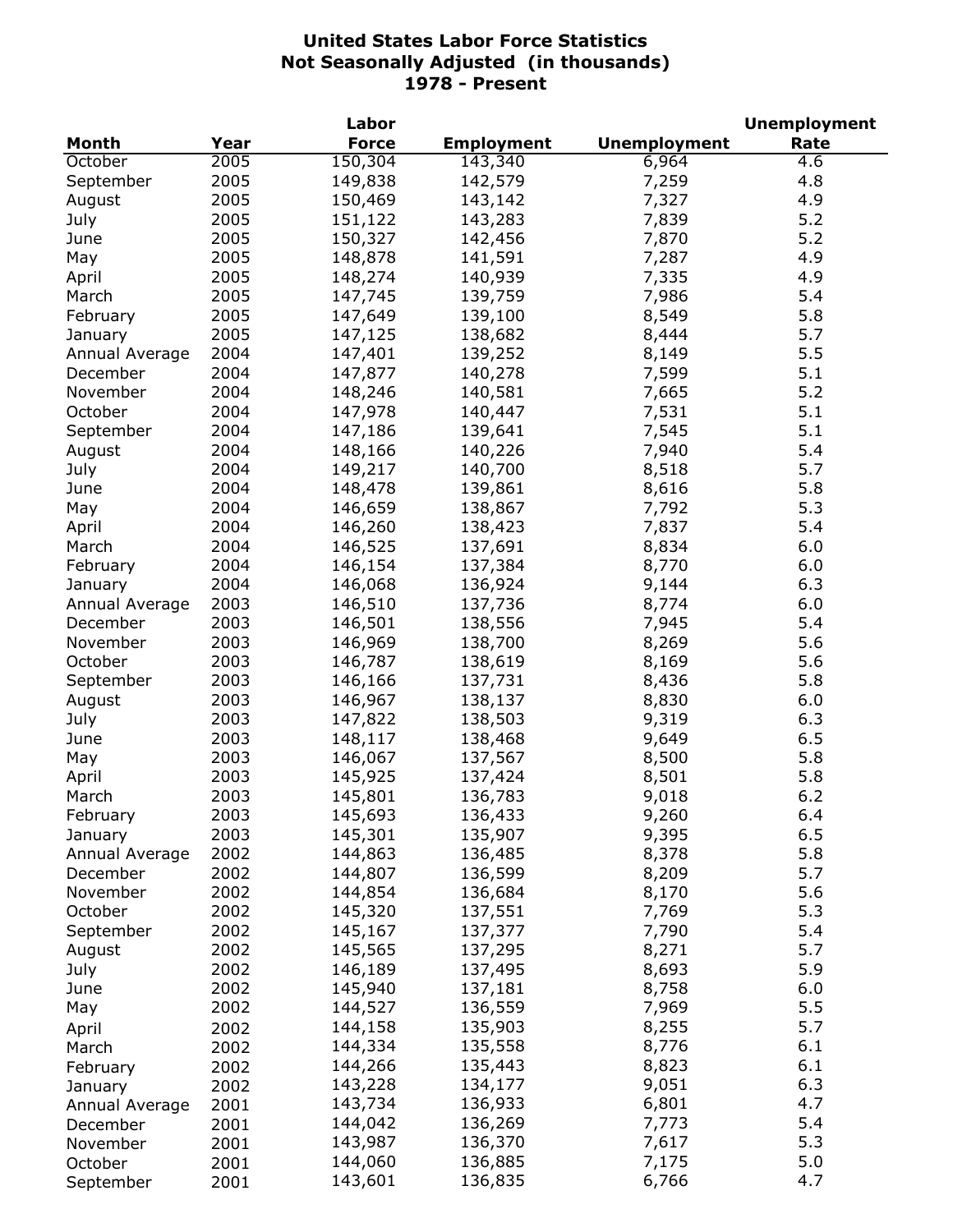# United States Labor Force Statistics
## Not Seasonally Adjusted (in thousands)
## 1978 - Present

| Month | Year | Labor Force | Employment | Unemployment | Unemployment Rate |
|---|---|---|---|---|---|
| October | 2005 | 150,304 | 143,340 | 6,964 | 4.6 |
| September | 2005 | 149,838 | 142,579 | 7,259 | 4.8 |
| August | 2005 | 150,469 | 143,142 | 7,327 | 4.9 |
| July | 2005 | 151,122 | 143,283 | 7,839 | 5.2 |
| June | 2005 | 150,327 | 142,456 | 7,870 | 5.2 |
| May | 2005 | 148,878 | 141,591 | 7,287 | 4.9 |
| April | 2005 | 148,274 | 140,939 | 7,335 | 4.9 |
| March | 2005 | 147,745 | 139,759 | 7,986 | 5.4 |
| February | 2005 | 147,649 | 139,100 | 8,549 | 5.8 |
| January | 2005 | 147,125 | 138,682 | 8,444 | 5.7 |
| Annual Average | 2004 | 147,401 | 139,252 | 8,149 | 5.5 |
| December | 2004 | 147,877 | 140,278 | 7,599 | 5.1 |
| November | 2004 | 148,246 | 140,581 | 7,665 | 5.2 |
| October | 2004 | 147,978 | 140,447 | 7,531 | 5.1 |
| September | 2004 | 147,186 | 139,641 | 7,545 | 5.1 |
| August | 2004 | 148,166 | 140,226 | 7,940 | 5.4 |
| July | 2004 | 149,217 | 140,700 | 8,518 | 5.7 |
| June | 2004 | 148,478 | 139,861 | 8,616 | 5.8 |
| May | 2004 | 146,659 | 138,867 | 7,792 | 5.3 |
| April | 2004 | 146,260 | 138,423 | 7,837 | 5.4 |
| March | 2004 | 146,525 | 137,691 | 8,834 | 6.0 |
| February | 2004 | 146,154 | 137,384 | 8,770 | 6.0 |
| January | 2004 | 146,068 | 136,924 | 9,144 | 6.3 |
| Annual Average | 2003 | 146,510 | 137,736 | 8,774 | 6.0 |
| December | 2003 | 146,501 | 138,556 | 7,945 | 5.4 |
| November | 2003 | 146,969 | 138,700 | 8,269 | 5.6 |
| October | 2003 | 146,787 | 138,619 | 8,169 | 5.6 |
| September | 2003 | 146,166 | 137,731 | 8,436 | 5.8 |
| August | 2003 | 146,967 | 138,137 | 8,830 | 6.0 |
| July | 2003 | 147,822 | 138,503 | 9,319 | 6.3 |
| June | 2003 | 148,117 | 138,468 | 9,649 | 6.5 |
| May | 2003 | 146,067 | 137,567 | 8,500 | 5.8 |
| April | 2003 | 145,925 | 137,424 | 8,501 | 5.8 |
| March | 2003 | 145,801 | 136,783 | 9,018 | 6.2 |
| February | 2003 | 145,693 | 136,433 | 9,260 | 6.4 |
| January | 2003 | 145,301 | 135,907 | 9,395 | 6.5 |
| Annual Average | 2002 | 144,863 | 136,485 | 8,378 | 5.8 |
| December | 2002 | 144,807 | 136,599 | 8,209 | 5.7 |
| November | 2002 | 144,854 | 136,684 | 8,170 | 5.6 |
| October | 2002 | 145,320 | 137,551 | 7,769 | 5.3 |
| September | 2002 | 145,167 | 137,377 | 7,790 | 5.4 |
| August | 2002 | 145,565 | 137,295 | 8,271 | 5.7 |
| July | 2002 | 146,189 | 137,495 | 8,693 | 5.9 |
| June | 2002 | 145,940 | 137,181 | 8,758 | 6.0 |
| May | 2002 | 144,527 | 136,559 | 7,969 | 5.5 |
| April | 2002 | 144,158 | 135,903 | 8,255 | 5.7 |
| March | 2002 | 144,334 | 135,558 | 8,776 | 6.1 |
| February | 2002 | 144,266 | 135,443 | 8,823 | 6.1 |
| January | 2002 | 143,228 | 134,177 | 9,051 | 6.3 |
| Annual Average | 2001 | 143,734 | 136,933 | 6,801 | 4.7 |
| December | 2001 | 144,042 | 136,269 | 7,773 | 5.4 |
| November | 2001 | 143,987 | 136,370 | 7,617 | 5.3 |
| October | 2001 | 144,060 | 136,885 | 7,175 | 5.0 |
| September | 2001 | 143,601 | 136,835 | 6,766 | 4.7 |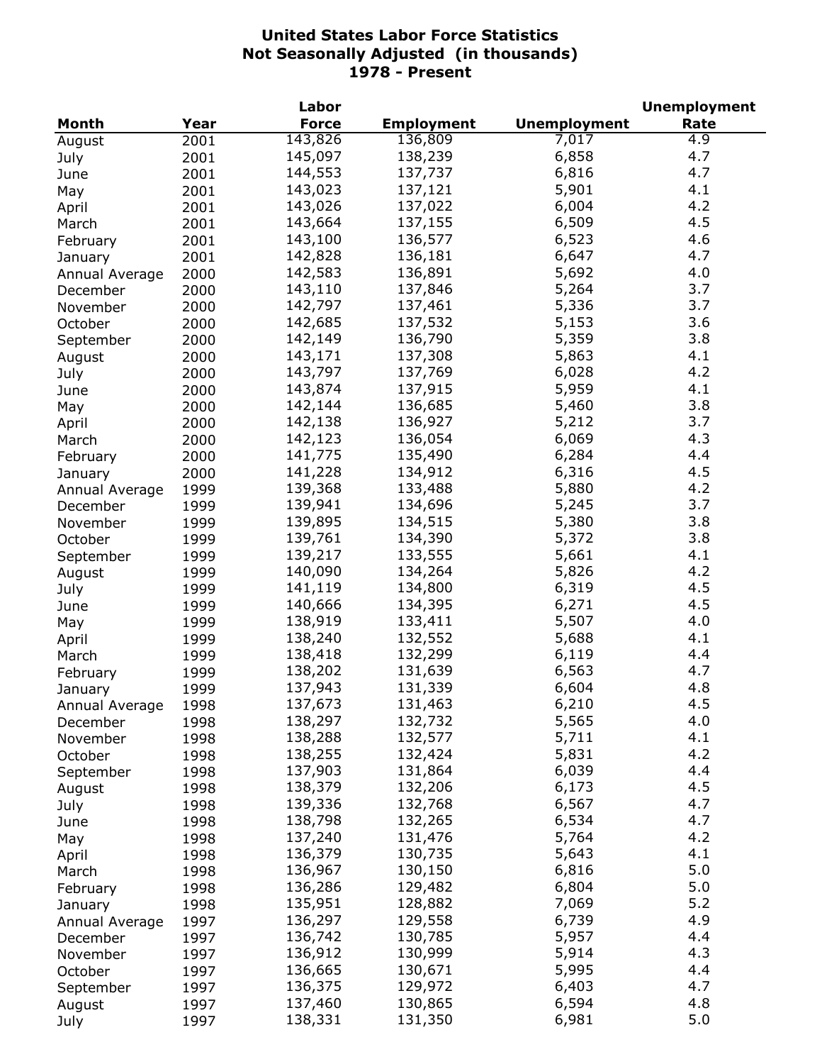# United States Labor Force Statistics
## Not Seasonally Adjusted (in thousands)
## 1978 - Present

| Month | Year | Labor Force | Employment | Unemployment | Unemployment Rate |
|---|---|---|---|---|---|
| August | 2001 | 143,826 | 136,809 | 7,017 | 4.9 |
| July | 2001 | 145,097 | 138,239 | 6,858 | 4.7 |
| June | 2001 | 144,553 | 137,737 | 6,816 | 4.7 |
| May | 2001 | 143,023 | 137,121 | 5,901 | 4.1 |
| April | 2001 | 143,026 | 137,022 | 6,004 | 4.2 |
| March | 2001 | 143,664 | 137,155 | 6,509 | 4.5 |
| February | 2001 | 143,100 | 136,577 | 6,523 | 4.6 |
| January | 2001 | 142,828 | 136,181 | 6,647 | 4.7 |
| Annual Average | 2000 | 142,583 | 136,891 | 5,692 | 4.0 |
| December | 2000 | 143,110 | 137,846 | 5,264 | 3.7 |
| November | 2000 | 142,797 | 137,461 | 5,336 | 3.7 |
| October | 2000 | 142,685 | 137,532 | 5,153 | 3.6 |
| September | 2000 | 142,149 | 136,790 | 5,359 | 3.8 |
| August | 2000 | 143,171 | 137,308 | 5,863 | 4.1 |
| July | 2000 | 143,797 | 137,769 | 6,028 | 4.2 |
| June | 2000 | 143,874 | 137,915 | 5,959 | 4.1 |
| May | 2000 | 142,144 | 136,685 | 5,460 | 3.8 |
| April | 2000 | 142,138 | 136,927 | 5,212 | 3.7 |
| March | 2000 | 142,123 | 136,054 | 6,069 | 4.3 |
| February | 2000 | 141,775 | 135,490 | 6,284 | 4.4 |
| January | 2000 | 141,228 | 134,912 | 6,316 | 4.5 |
| Annual Average | 1999 | 139,368 | 133,488 | 5,880 | 4.2 |
| December | 1999 | 139,941 | 134,696 | 5,245 | 3.7 |
| November | 1999 | 139,895 | 134,515 | 5,380 | 3.8 |
| October | 1999 | 139,761 | 134,390 | 5,372 | 3.8 |
| September | 1999 | 139,217 | 133,555 | 5,661 | 4.1 |
| August | 1999 | 140,090 | 134,264 | 5,826 | 4.2 |
| July | 1999 | 141,119 | 134,800 | 6,319 | 4.5 |
| June | 1999 | 140,666 | 134,395 | 6,271 | 4.5 |
| May | 1999 | 138,919 | 133,411 | 5,507 | 4.0 |
| April | 1999 | 138,240 | 132,552 | 5,688 | 4.1 |
| March | 1999 | 138,418 | 132,299 | 6,119 | 4.4 |
| February | 1999 | 138,202 | 131,639 | 6,563 | 4.7 |
| January | 1999 | 137,943 | 131,339 | 6,604 | 4.8 |
| Annual Average | 1998 | 137,673 | 131,463 | 6,210 | 4.5 |
| December | 1998 | 138,297 | 132,732 | 5,565 | 4.0 |
| November | 1998 | 138,288 | 132,577 | 5,711 | 4.1 |
| October | 1998 | 138,255 | 132,424 | 5,831 | 4.2 |
| September | 1998 | 137,903 | 131,864 | 6,039 | 4.4 |
| August | 1998 | 138,379 | 132,206 | 6,173 | 4.5 |
| July | 1998 | 139,336 | 132,768 | 6,567 | 4.7 |
| June | 1998 | 138,798 | 132,265 | 6,534 | 4.7 |
| May | 1998 | 137,240 | 131,476 | 5,764 | 4.2 |
| April | 1998 | 136,379 | 130,735 | 5,643 | 4.1 |
| March | 1998 | 136,967 | 130,150 | 6,816 | 5.0 |
| February | 1998 | 136,286 | 129,482 | 6,804 | 5.0 |
| January | 1998 | 135,951 | 128,882 | 7,069 | 5.2 |
| Annual Average | 1997 | 136,297 | 129,558 | 6,739 | 4.9 |
| December | 1997 | 136,742 | 130,785 | 5,957 | 4.4 |
| November | 1997 | 136,912 | 130,999 | 5,914 | 4.3 |
| October | 1997 | 136,665 | 130,671 | 5,995 | 4.4 |
| September | 1997 | 136,375 | 129,972 | 6,403 | 4.7 |
| August | 1997 | 137,460 | 130,865 | 6,594 | 4.8 |
| July | 1997 | 138,331 | 131,350 | 6,981 | 5.0 |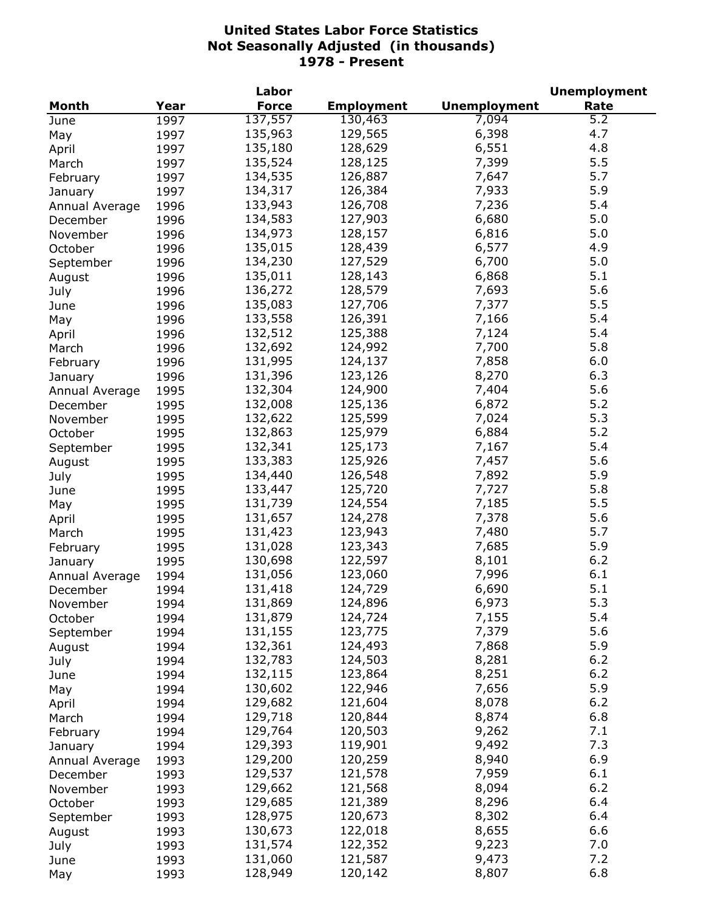# United States Labor Force Statistics
## Not Seasonally Adjusted (in thousands)
## 1978 - Present

| Month | Year | Labor Force | Employment | Unemployment | Unemployment Rate |
|---|---|---|---|---|---|
| June | 1997 | 137,557 | 130,463 | 7,094 | 5.2 |
| May | 1997 | 135,963 | 129,565 | 6,398 | 4.7 |
| April | 1997 | 135,180 | 128,629 | 6,551 | 4.8 |
| March | 1997 | 135,524 | 128,125 | 7,399 | 5.5 |
| February | 1997 | 134,535 | 126,887 | 7,647 | 5.7 |
| January | 1997 | 134,317 | 126,384 | 7,933 | 5.9 |
| Annual Average | 1996 | 133,943 | 126,708 | 7,236 | 5.4 |
| December | 1996 | 134,583 | 127,903 | 6,680 | 5.0 |
| November | 1996 | 134,973 | 128,157 | 6,816 | 5.0 |
| October | 1996 | 135,015 | 128,439 | 6,577 | 4.9 |
| September | 1996 | 134,230 | 127,529 | 6,700 | 5.0 |
| August | 1996 | 135,011 | 128,143 | 6,868 | 5.1 |
| July | 1996 | 136,272 | 128,579 | 7,693 | 5.6 |
| June | 1996 | 135,083 | 127,706 | 7,377 | 5.5 |
| May | 1996 | 133,558 | 126,391 | 7,166 | 5.4 |
| April | 1996 | 132,512 | 125,388 | 7,124 | 5.4 |
| March | 1996 | 132,692 | 124,992 | 7,700 | 5.8 |
| February | 1996 | 131,995 | 124,137 | 7,858 | 6.0 |
| January | 1996 | 131,396 | 123,126 | 8,270 | 6.3 |
| Annual Average | 1995 | 132,304 | 124,900 | 7,404 | 5.6 |
| December | 1995 | 132,008 | 125,136 | 6,872 | 5.2 |
| November | 1995 | 132,622 | 125,599 | 7,024 | 5.3 |
| October | 1995 | 132,863 | 125,979 | 6,884 | 5.2 |
| September | 1995 | 132,341 | 125,173 | 7,167 | 5.4 |
| August | 1995 | 133,383 | 125,926 | 7,457 | 5.6 |
| July | 1995 | 134,440 | 126,548 | 7,892 | 5.9 |
| June | 1995 | 133,447 | 125,720 | 7,727 | 5.8 |
| May | 1995 | 131,739 | 124,554 | 7,185 | 5.5 |
| April | 1995 | 131,657 | 124,278 | 7,378 | 5.6 |
| March | 1995 | 131,423 | 123,943 | 7,480 | 5.7 |
| February | 1995 | 131,028 | 123,343 | 7,685 | 5.9 |
| January | 1995 | 130,698 | 122,597 | 8,101 | 6.2 |
| Annual Average | 1994 | 131,056 | 123,060 | 7,996 | 6.1 |
| December | 1994 | 131,418 | 124,729 | 6,690 | 5.1 |
| November | 1994 | 131,869 | 124,896 | 6,973 | 5.3 |
| October | 1994 | 131,879 | 124,724 | 7,155 | 5.4 |
| September | 1994 | 131,155 | 123,775 | 7,379 | 5.6 |
| August | 1994 | 132,361 | 124,493 | 7,868 | 5.9 |
| July | 1994 | 132,783 | 124,503 | 8,281 | 6.2 |
| June | 1994 | 132,115 | 123,864 | 8,251 | 6.2 |
| May | 1994 | 130,602 | 122,946 | 7,656 | 5.9 |
| April | 1994 | 129,682 | 121,604 | 8,078 | 6.2 |
| March | 1994 | 129,718 | 120,844 | 8,874 | 6.8 |
| February | 1994 | 129,764 | 120,503 | 9,262 | 7.1 |
| January | 1994 | 129,393 | 119,901 | 9,492 | 7.3 |
| Annual Average | 1993 | 129,200 | 120,259 | 8,940 | 6.9 |
| December | 1993 | 129,537 | 121,578 | 7,959 | 6.1 |
| November | 1993 | 129,662 | 121,568 | 8,094 | 6.2 |
| October | 1993 | 129,685 | 121,389 | 8,296 | 6.4 |
| September | 1993 | 128,975 | 120,673 | 8,302 | 6.4 |
| August | 1993 | 130,673 | 122,018 | 8,655 | 6.6 |
| July | 1993 | 131,574 | 122,352 | 9,223 | 7.0 |
| June | 1993 | 131,060 | 121,587 | 9,473 | 7.2 |
| May | 1993 | 128,949 | 120,142 | 8,807 | 6.8 |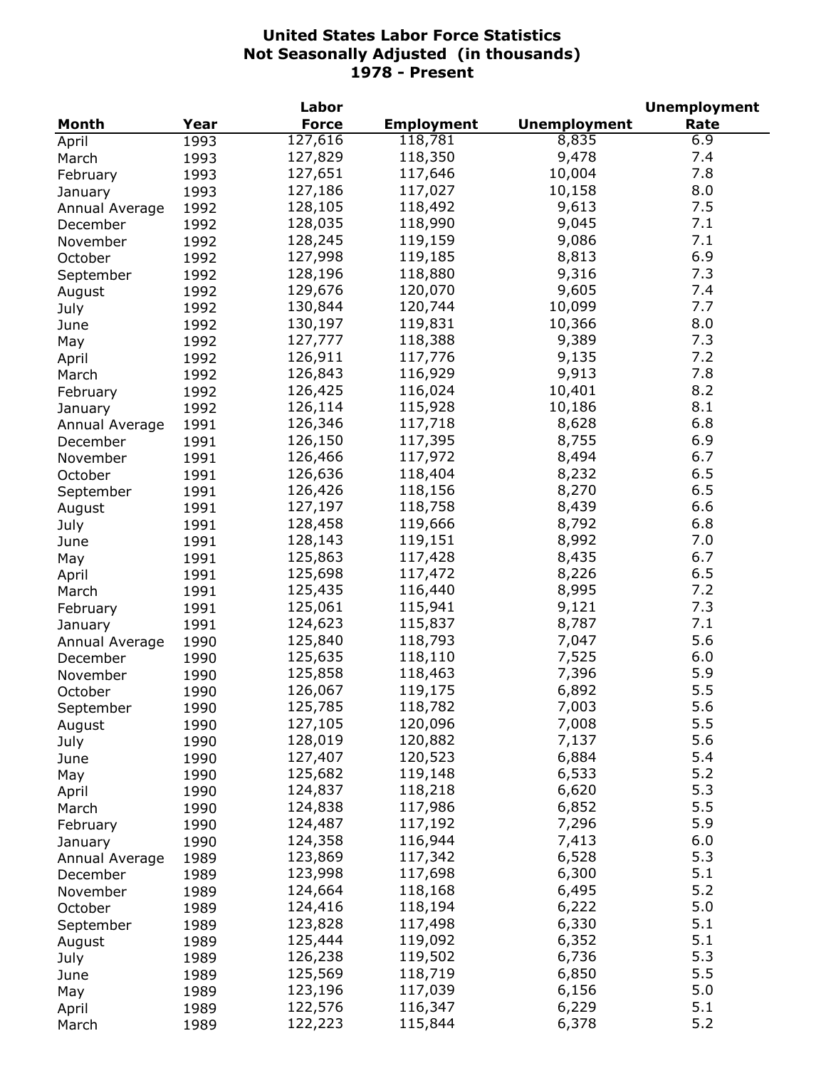# United States Labor Force Statistics
## Not Seasonally Adjusted (in thousands)
## 1978 - Present

| Month | Year | Labor Force | Employment | Unemployment | Unemployment Rate |
|---|---|---|---|---|---|
| April | 1993 | 127,616 | 118,781 | 8,835 | 6.9 |
| March | 1993 | 127,829 | 118,350 | 9,478 | 7.4 |
| February | 1993 | 127,651 | 117,646 | 10,004 | 7.8 |
| January | 1993 | 127,186 | 117,027 | 10,158 | 8.0 |
| Annual Average | 1992 | 128,105 | 118,492 | 9,613 | 7.5 |
| December | 1992 | 128,035 | 118,990 | 9,045 | 7.1 |
| November | 1992 | 128,245 | 119,159 | 9,086 | 7.1 |
| October | 1992 | 127,998 | 119,185 | 8,813 | 6.9 |
| September | 1992 | 128,196 | 118,880 | 9,316 | 7.3 |
| August | 1992 | 129,676 | 120,070 | 9,605 | 7.4 |
| July | 1992 | 130,844 | 120,744 | 10,099 | 7.7 |
| June | 1992 | 130,197 | 119,831 | 10,366 | 8.0 |
| May | 1992 | 127,777 | 118,388 | 9,389 | 7.3 |
| April | 1992 | 126,911 | 117,776 | 9,135 | 7.2 |
| March | 1992 | 126,843 | 116,929 | 9,913 | 7.8 |
| February | 1992 | 126,425 | 116,024 | 10,401 | 8.2 |
| January | 1992 | 126,114 | 115,928 | 10,186 | 8.1 |
| Annual Average | 1991 | 126,346 | 117,718 | 8,628 | 6.8 |
| December | 1991 | 126,150 | 117,395 | 8,755 | 6.9 |
| November | 1991 | 126,466 | 117,972 | 8,494 | 6.7 |
| October | 1991 | 126,636 | 118,404 | 8,232 | 6.5 |
| September | 1991 | 126,426 | 118,156 | 8,270 | 6.5 |
| August | 1991 | 127,197 | 118,758 | 8,439 | 6.6 |
| July | 1991 | 128,458 | 119,666 | 8,792 | 6.8 |
| June | 1991 | 128,143 | 119,151 | 8,992 | 7.0 |
| May | 1991 | 125,863 | 117,428 | 8,435 | 6.7 |
| April | 1991 | 125,698 | 117,472 | 8,226 | 6.5 |
| March | 1991 | 125,435 | 116,440 | 8,995 | 7.2 |
| February | 1991 | 125,061 | 115,941 | 9,121 | 7.3 |
| January | 1991 | 124,623 | 115,837 | 8,787 | 7.1 |
| Annual Average | 1990 | 125,840 | 118,793 | 7,047 | 5.6 |
| December | 1990 | 125,635 | 118,110 | 7,525 | 6.0 |
| November | 1990 | 125,858 | 118,463 | 7,396 | 5.9 |
| October | 1990 | 126,067 | 119,175 | 6,892 | 5.5 |
| September | 1990 | 125,785 | 118,782 | 7,003 | 5.6 |
| August | 1990 | 127,105 | 120,096 | 7,008 | 5.5 |
| July | 1990 | 128,019 | 120,882 | 7,137 | 5.6 |
| June | 1990 | 127,407 | 120,523 | 6,884 | 5.4 |
| May | 1990 | 125,682 | 119,148 | 6,533 | 5.2 |
| April | 1990 | 124,837 | 118,218 | 6,620 | 5.3 |
| March | 1990 | 124,838 | 117,986 | 6,852 | 5.5 |
| February | 1990 | 124,487 | 117,192 | 7,296 | 5.9 |
| January | 1990 | 124,358 | 116,944 | 7,413 | 6.0 |
| Annual Average | 1989 | 123,869 | 117,342 | 6,528 | 5.3 |
| December | 1989 | 123,998 | 117,698 | 6,300 | 5.1 |
| November | 1989 | 124,664 | 118,168 | 6,495 | 5.2 |
| October | 1989 | 124,416 | 118,194 | 6,222 | 5.0 |
| September | 1989 | 123,828 | 117,498 | 6,330 | 5.1 |
| August | 1989 | 125,444 | 119,092 | 6,352 | 5.1 |
| July | 1989 | 126,238 | 119,502 | 6,736 | 5.3 |
| June | 1989 | 125,569 | 118,719 | 6,850 | 5.5 |
| May | 1989 | 123,196 | 117,039 | 6,156 | 5.0 |
| April | 1989 | 122,576 | 116,347 | 6,229 | 5.1 |
| March | 1989 | 122,223 | 115,844 | 6,378 | 5.2 |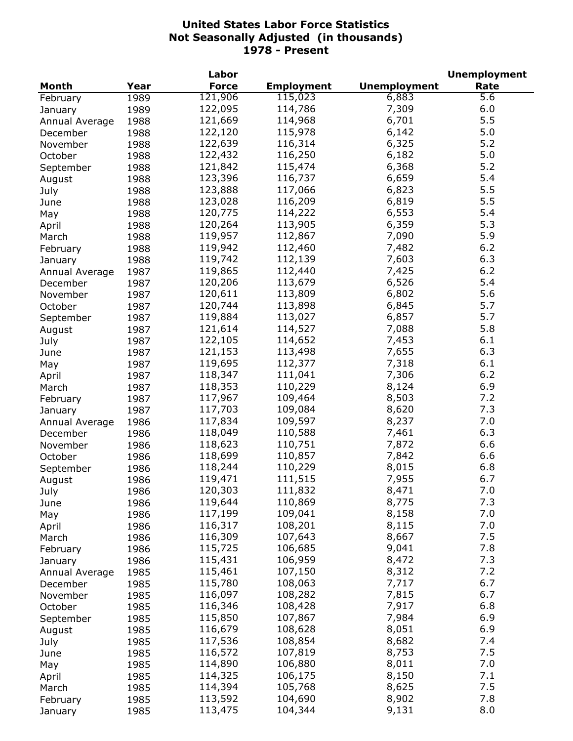# United States Labor Force Statistics
## Not Seasonally Adjusted (in thousands)
## 1978 - Present

| Month | Year | Labor Force | Employment | Unemployment | Unemployment Rate |
|---|---|---|---|---|---|
| February | 1989 | 121,906 | 115,023 | 6,883 | 5.6 |
| January | 1989 | 122,095 | 114,786 | 7,309 | 6.0 |
| Annual Average | 1988 | 121,669 | 114,968 | 6,701 | 5.5 |
| December | 1988 | 122,120 | 115,978 | 6,142 | 5.0 |
| November | 1988 | 122,639 | 116,314 | 6,325 | 5.2 |
| October | 1988 | 122,432 | 116,250 | 6,182 | 5.0 |
| September | 1988 | 121,842 | 115,474 | 6,368 | 5.2 |
| August | 1988 | 123,396 | 116,737 | 6,659 | 5.4 |
| July | 1988 | 123,888 | 117,066 | 6,823 | 5.5 |
| June | 1988 | 123,028 | 116,209 | 6,819 | 5.5 |
| May | 1988 | 120,775 | 114,222 | 6,553 | 5.4 |
| April | 1988 | 120,264 | 113,905 | 6,359 | 5.3 |
| March | 1988 | 119,957 | 112,867 | 7,090 | 5.9 |
| February | 1988 | 119,942 | 112,460 | 7,482 | 6.2 |
| January | 1988 | 119,742 | 112,139 | 7,603 | 6.3 |
| Annual Average | 1987 | 119,865 | 112,440 | 7,425 | 6.2 |
| December | 1987 | 120,206 | 113,679 | 6,526 | 5.4 |
| November | 1987 | 120,611 | 113,809 | 6,802 | 5.6 |
| October | 1987 | 120,744 | 113,898 | 6,845 | 5.7 |
| September | 1987 | 119,884 | 113,027 | 6,857 | 5.7 |
| August | 1987 | 121,614 | 114,527 | 7,088 | 5.8 |
| July | 1987 | 122,105 | 114,652 | 7,453 | 6.1 |
| June | 1987 | 121,153 | 113,498 | 7,655 | 6.3 |
| May | 1987 | 119,695 | 112,377 | 7,318 | 6.1 |
| April | 1987 | 118,347 | 111,041 | 7,306 | 6.2 |
| March | 1987 | 118,353 | 110,229 | 8,124 | 6.9 |
| February | 1987 | 117,967 | 109,464 | 8,503 | 7.2 |
| January | 1987 | 117,703 | 109,084 | 8,620 | 7.3 |
| Annual Average | 1986 | 117,834 | 109,597 | 8,237 | 7.0 |
| December | 1986 | 118,049 | 110,588 | 7,461 | 6.3 |
| November | 1986 | 118,623 | 110,751 | 7,872 | 6.6 |
| October | 1986 | 118,699 | 110,857 | 7,842 | 6.6 |
| September | 1986 | 118,244 | 110,229 | 8,015 | 6.8 |
| August | 1986 | 119,471 | 111,515 | 7,955 | 6.7 |
| July | 1986 | 120,303 | 111,832 | 8,471 | 7.0 |
| June | 1986 | 119,644 | 110,869 | 8,775 | 7.3 |
| May | 1986 | 117,199 | 109,041 | 8,158 | 7.0 |
| April | 1986 | 116,317 | 108,201 | 8,115 | 7.0 |
| March | 1986 | 116,309 | 107,643 | 8,667 | 7.5 |
| February | 1986 | 115,725 | 106,685 | 9,041 | 7.8 |
| January | 1986 | 115,431 | 106,959 | 8,472 | 7.3 |
| Annual Average | 1985 | 115,461 | 107,150 | 8,312 | 7.2 |
| December | 1985 | 115,780 | 108,063 | 7,717 | 6.7 |
| November | 1985 | 116,097 | 108,282 | 7,815 | 6.7 |
| October | 1985 | 116,346 | 108,428 | 7,917 | 6.8 |
| September | 1985 | 115,850 | 107,867 | 7,984 | 6.9 |
| August | 1985 | 116,679 | 108,628 | 8,051 | 6.9 |
| July | 1985 | 117,536 | 108,854 | 8,682 | 7.4 |
| June | 1985 | 116,572 | 107,819 | 8,753 | 7.5 |
| May | 1985 | 114,890 | 106,880 | 8,011 | 7.0 |
| April | 1985 | 114,325 | 106,175 | 8,150 | 7.1 |
| March | 1985 | 114,394 | 105,768 | 8,625 | 7.5 |
| February | 1985 | 113,592 | 104,690 | 8,902 | 7.8 |
| January | 1985 | 113,475 | 104,344 | 9,131 | 8.0 |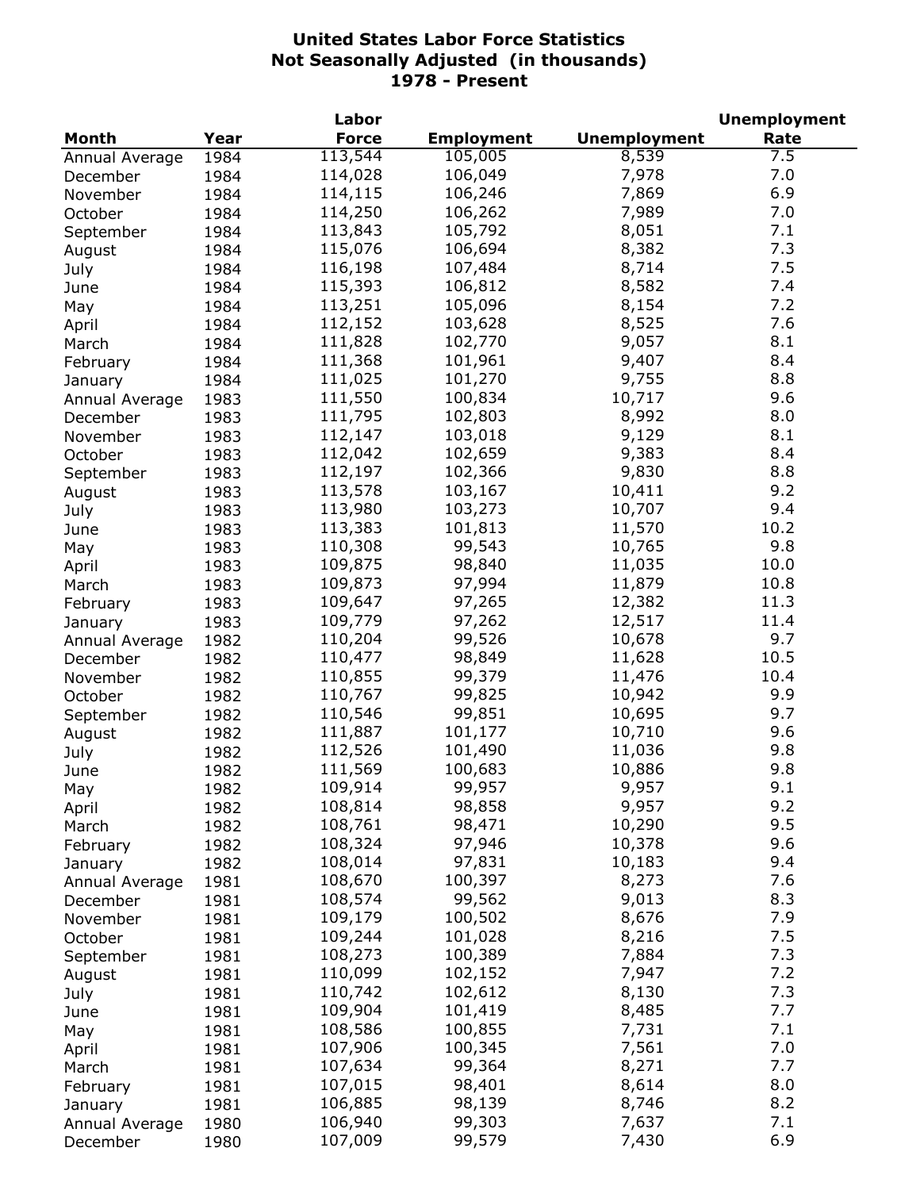# United States Labor Force Statistics
## Not Seasonally Adjusted (in thousands)
## 1978 - Present

| Month | Year | Labor Force | Employment | Unemployment | Unemployment Rate |
|---|---|---|---|---|---|
| Annual Average | 1984 | 113,544 | 105,005 | 8,539 | 7.5 |
| December | 1984 | 114,028 | 106,049 | 7,978 | 7.0 |
| November | 1984 | 114,115 | 106,246 | 7,869 | 6.9 |
| October | 1984 | 114,250 | 106,262 | 7,989 | 7.0 |
| September | 1984 | 113,843 | 105,792 | 8,051 | 7.1 |
| August | 1984 | 115,076 | 106,694 | 8,382 | 7.3 |
| July | 1984 | 116,198 | 107,484 | 8,714 | 7.5 |
| June | 1984 | 115,393 | 106,812 | 8,582 | 7.4 |
| May | 1984 | 113,251 | 105,096 | 8,154 | 7.2 |
| April | 1984 | 112,152 | 103,628 | 8,525 | 7.6 |
| March | 1984 | 111,828 | 102,770 | 9,057 | 8.1 |
| February | 1984 | 111,368 | 101,961 | 9,407 | 8.4 |
| January | 1984 | 111,025 | 101,270 | 9,755 | 8.8 |
| Annual Average | 1983 | 111,550 | 100,834 | 10,717 | 9.6 |
| December | 1983 | 111,795 | 102,803 | 8,992 | 8.0 |
| November | 1983 | 112,147 | 103,018 | 9,129 | 8.1 |
| October | 1983 | 112,042 | 102,659 | 9,383 | 8.4 |
| September | 1983 | 112,197 | 102,366 | 9,830 | 8.8 |
| August | 1983 | 113,578 | 103,167 | 10,411 | 9.2 |
| July | 1983 | 113,980 | 103,273 | 10,707 | 9.4 |
| June | 1983 | 113,383 | 101,813 | 11,570 | 10.2 |
| May | 1983 | 110,308 | 99,543 | 10,765 | 9.8 |
| April | 1983 | 109,875 | 98,840 | 11,035 | 10.0 |
| March | 1983 | 109,873 | 97,994 | 11,879 | 10.8 |
| February | 1983 | 109,647 | 97,265 | 12,382 | 11.3 |
| January | 1983 | 109,779 | 97,262 | 12,517 | 11.4 |
| Annual Average | 1982 | 110,204 | 99,526 | 10,678 | 9.7 |
| December | 1982 | 110,477 | 98,849 | 11,628 | 10.5 |
| November | 1982 | 110,855 | 99,379 | 11,476 | 10.4 |
| October | 1982 | 110,767 | 99,825 | 10,942 | 9.9 |
| September | 1982 | 110,546 | 99,851 | 10,695 | 9.7 |
| August | 1982 | 111,887 | 101,177 | 10,710 | 9.6 |
| July | 1982 | 112,526 | 101,490 | 11,036 | 9.8 |
| June | 1982 | 111,569 | 100,683 | 10,886 | 9.8 |
| May | 1982 | 109,914 | 99,957 | 9,957 | 9.1 |
| April | 1982 | 108,814 | 98,858 | 9,957 | 9.2 |
| March | 1982 | 108,761 | 98,471 | 10,290 | 9.5 |
| February | 1982 | 108,324 | 97,946 | 10,378 | 9.6 |
| January | 1982 | 108,014 | 97,831 | 10,183 | 9.4 |
| Annual Average | 1981 | 108,670 | 100,397 | 8,273 | 7.6 |
| December | 1981 | 108,574 | 99,562 | 9,013 | 8.3 |
| November | 1981 | 109,179 | 100,502 | 8,676 | 7.9 |
| October | 1981 | 109,244 | 101,028 | 8,216 | 7.5 |
| September | 1981 | 108,273 | 100,389 | 7,884 | 7.3 |
| August | 1981 | 110,099 | 102,152 | 7,947 | 7.2 |
| July | 1981 | 110,742 | 102,612 | 8,130 | 7.3 |
| June | 1981 | 109,904 | 101,419 | 8,485 | 7.7 |
| May | 1981 | 108,586 | 100,855 | 7,731 | 7.1 |
| April | 1981 | 107,906 | 100,345 | 7,561 | 7.0 |
| March | 1981 | 107,634 | 99,364 | 8,271 | 7.7 |
| February | 1981 | 107,015 | 98,401 | 8,614 | 8.0 |
| January | 1981 | 106,885 | 98,139 | 8,746 | 8.2 |
| Annual Average | 1980 | 106,940 | 99,303 | 7,637 | 7.1 |
| December | 1980 | 107,009 | 99,579 | 7,430 | 6.9 |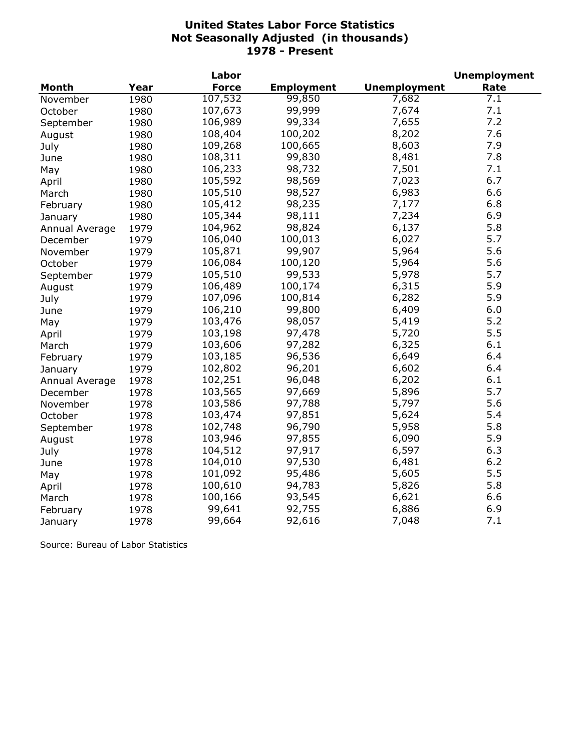# United States Labor Force Statistics
## Not Seasonally Adjusted (in thousands)
## 1978 - Present

| Month | Year | Labor Force | Employment | Unemployment | Unemployment Rate |
|---|---|---|---|---|---|
| November | 1980 | 107,532 | 99,850 | 7,682 | 7.1 |
| October | 1980 | 107,673 | 99,999 | 7,674 | 7.1 |
| September | 1980 | 106,989 | 99,334 | 7,655 | 7.2 |
| August | 1980 | 108,404 | 100,202 | 8,202 | 7.6 |
| July | 1980 | 109,268 | 100,665 | 8,603 | 7.9 |
| June | 1980 | 108,311 | 99,830 | 8,481 | 7.8 |
| May | 1980 | 106,233 | 98,732 | 7,501 | 7.1 |
| April | 1980 | 105,592 | 98,569 | 7,023 | 6.7 |
| March | 1980 | 105,510 | 98,527 | 6,983 | 6.6 |
| February | 1980 | 105,412 | 98,235 | 7,177 | 6.8 |
| January | 1980 | 105,344 | 98,111 | 7,234 | 6.9 |
| Annual Average | 1979 | 104,962 | 98,824 | 6,137 | 5.8 |
| December | 1979 | 106,040 | 100,013 | 6,027 | 5.7 |
| November | 1979 | 105,871 | 99,907 | 5,964 | 5.6 |
| October | 1979 | 106,084 | 100,120 | 5,964 | 5.6 |
| September | 1979 | 105,510 | 99,533 | 5,978 | 5.7 |
| August | 1979 | 106,489 | 100,174 | 6,315 | 5.9 |
| July | 1979 | 107,096 | 100,814 | 6,282 | 5.9 |
| June | 1979 | 106,210 | 99,800 | 6,409 | 6.0 |
| May | 1979 | 103,476 | 98,057 | 5,419 | 5.2 |
| April | 1979 | 103,198 | 97,478 | 5,720 | 5.5 |
| March | 1979 | 103,606 | 97,282 | 6,325 | 6.1 |
| February | 1979 | 103,185 | 96,536 | 6,649 | 6.4 |
| January | 1979 | 102,802 | 96,201 | 6,602 | 6.4 |
| Annual Average | 1978 | 102,251 | 96,048 | 6,202 | 6.1 |
| December | 1978 | 103,565 | 97,669 | 5,896 | 5.7 |
| November | 1978 | 103,586 | 97,788 | 5,797 | 5.6 |
| October | 1978 | 103,474 | 97,851 | 5,624 | 5.4 |
| September | 1978 | 102,748 | 96,790 | 5,958 | 5.8 |
| August | 1978 | 103,946 | 97,855 | 6,090 | 5.9 |
| July | 1978 | 104,512 | 97,917 | 6,597 | 6.3 |
| June | 1978 | 104,010 | 97,530 | 6,481 | 6.2 |
| May | 1978 | 101,092 | 95,486 | 5,605 | 5.5 |
| April | 1978 | 100,610 | 94,783 | 5,826 | 5.8 |
| March | 1978 | 100,166 | 93,545 | 6,621 | 6.6 |
| February | 1978 | 99,641 | 92,755 | 6,886 | 6.9 |
| January | 1978 | 99,664 | 92,616 | 7,048 | 7.1 |

Source: Bureau of Labor Statistics